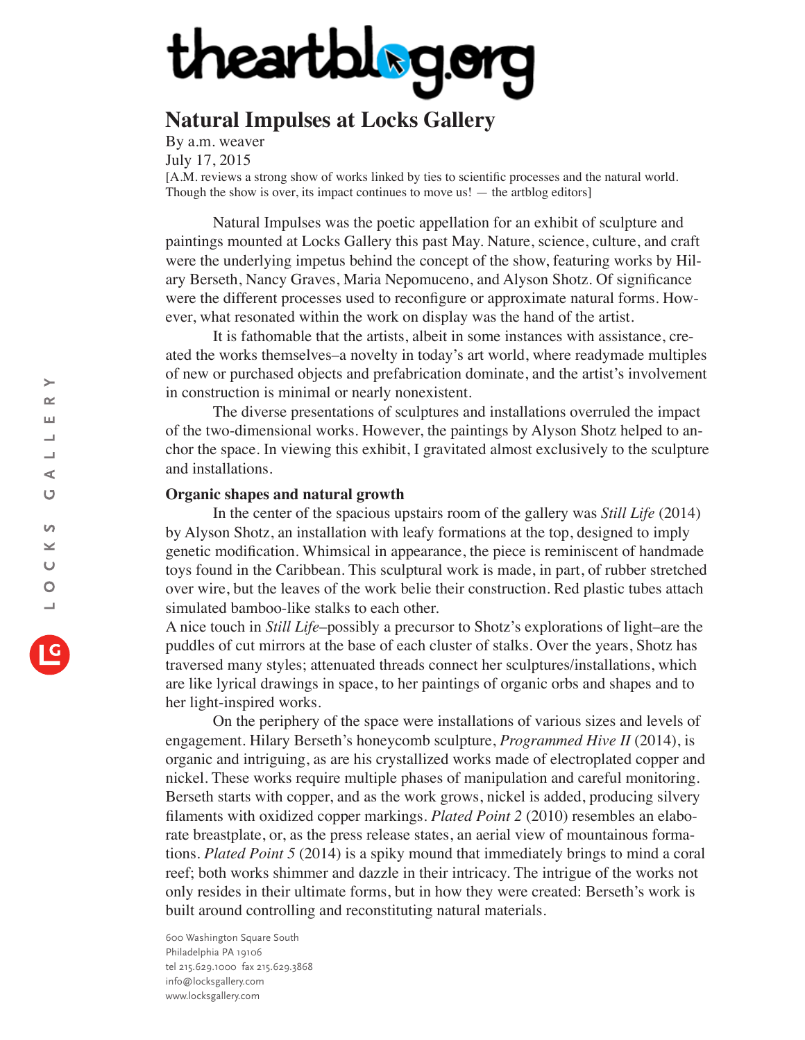theartblog.org

# Natural Impulses at Locks Gallery

By a.m. weaver
July 17, 2015
[A.M. reviews a strong show of works linked by ties to scientific processes and the natural world. Though the show is over, its impact continues to move us! — the artblog editors]

Natural Impulses was the poetic appellation for an exhibit of sculpture and paintings mounted at Locks Gallery this past May. Nature, science, culture, and craft were the underlying impetus behind the concept of the show, featuring works by Hilary Berseth, Nancy Graves, Maria Nepomuceno, and Alyson Shotz. Of significance were the different processes used to reconfigure or approximate natural forms. However, what resonated within the work on display was the hand of the artist.

It is fathomable that the artists, albeit in some instances with assistance, created the works themselves–a novelty in today's art world, where readymade multiples of new or purchased objects and prefabrication dominate, and the artist's involvement in construction is minimal or nearly nonexistent.

The diverse presentations of sculptures and installations overruled the impact of the two-dimensional works. However, the paintings by Alyson Shotz helped to anchor the space. In viewing this exhibit, I gravitated almost exclusively to the sculpture and installations.

## Organic shapes and natural growth

In the center of the spacious upstairs room of the gallery was *Still Life* (2014) by Alyson Shotz, an installation with leafy formations at the top, designed to imply genetic modification. Whimsical in appearance, the piece is reminiscent of handmade toys found in the Caribbean. This sculptural work is made, in part, of rubber stretched over wire, but the leaves of the work belie their construction. Red plastic tubes attach simulated bamboo-like stalks to each other.

A nice touch in *Still Life*–possibly a precursor to Shotz's explorations of light–are the puddles of cut mirrors at the base of each cluster of stalks. Over the years, Shotz has traversed many styles; attenuated threads connect her sculptures/installations, which are like lyrical drawings in space, to her paintings of organic orbs and shapes and to her light-inspired works.

On the periphery of the space were installations of various sizes and levels of engagement. Hilary Berseth's honeycomb sculpture, *Programmed Hive II* (2014), is organic and intriguing, as are his crystallized works made of electroplated copper and nickel. These works require multiple phases of manipulation and careful monitoring. Berseth starts with copper, and as the work grows, nickel is added, producing silvery filaments with oxidized copper markings. *Plated Point 2* (2010) resembles an elaborate breastplate, or, as the press release states, an aerial view of mountainous formations. *Plated Point 5* (2014) is a spiky mound that immediately brings to mind a coral reef; both works shimmer and dazzle in their intricacy. The intrigue of the works not only resides in their ultimate forms, but in how they were created: Berseth's work is built around controlling and reconstituting natural materials.

600 Washington Square South
Philadelphia PA 19106
tel 215.629.1000 fax 215.629.3868
info@locksgallery.com
www.locksgallery.com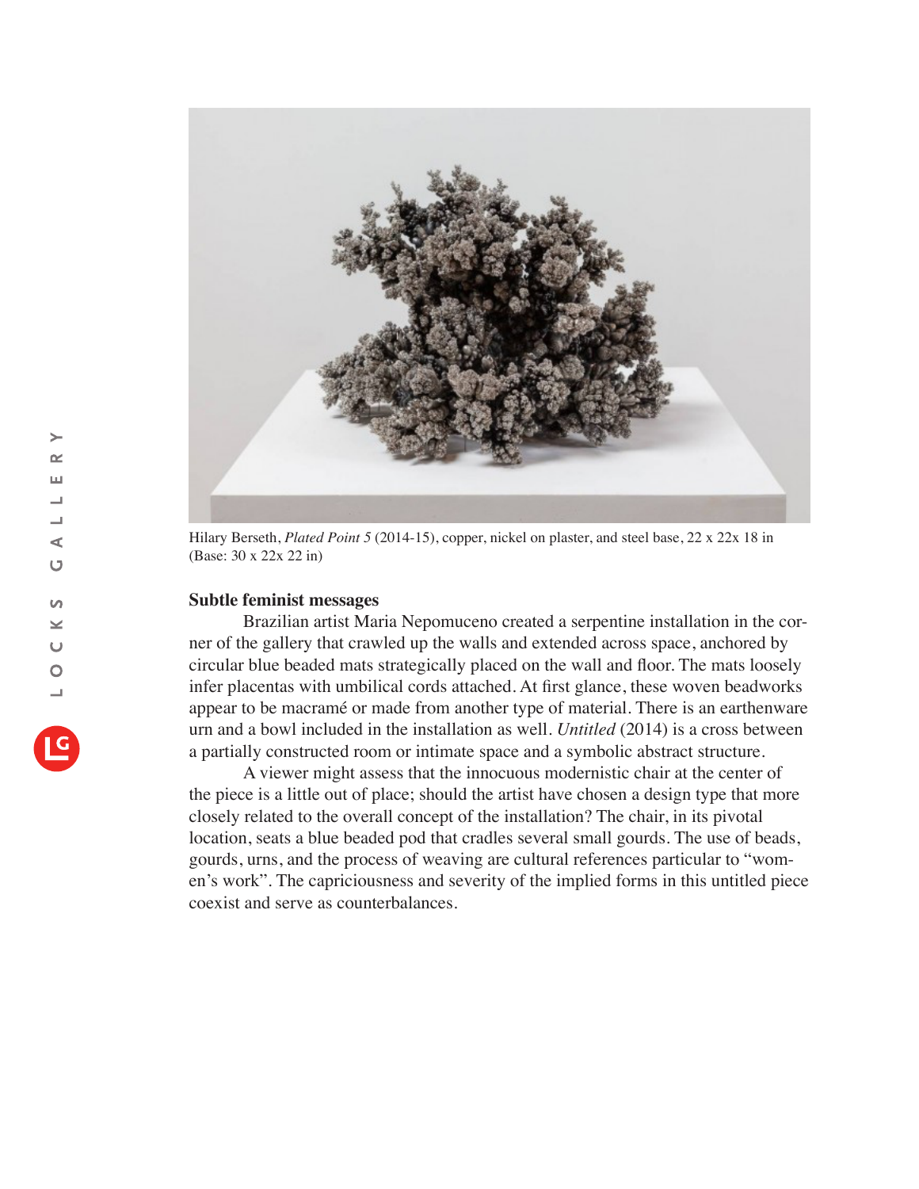Hilary Berseth, *Plated Point 5* (2014-15), copper, nickel on plaster, and steel base, 22 x 22x 18 in (Base: 30 x 22x 22 in)

**Subtle feminist messages**

Brazilian artist Maria Nepomuceno created a serpentine installation in the corner of the gallery that crawled up the walls and extended across space, anchored by circular blue beaded mats strategically placed on the wall and floor. The mats loosely infer placentas with umbilical cords attached. At first glance, these woven beadworks appear to be macramé or made from another type of material. There is an earthenware urn and a bowl included in the installation as well. *Untitled* (2014) is a cross between a partially constructed room or intimate space and a symbolic abstract structure.

A viewer might assess that the innocuous modernistic chair at the center of the piece is a little out of place; should the artist have chosen a design type that more closely related to the overall concept of the installation? The chair, in its pivotal location, seats a blue beaded pod that cradles several small gourds. The use of beads, gourds, urns, and the process of weaving are cultural references particular to "women's work". The capriciousness and severity of the implied forms in this untitled piece coexist and serve as counterbalances.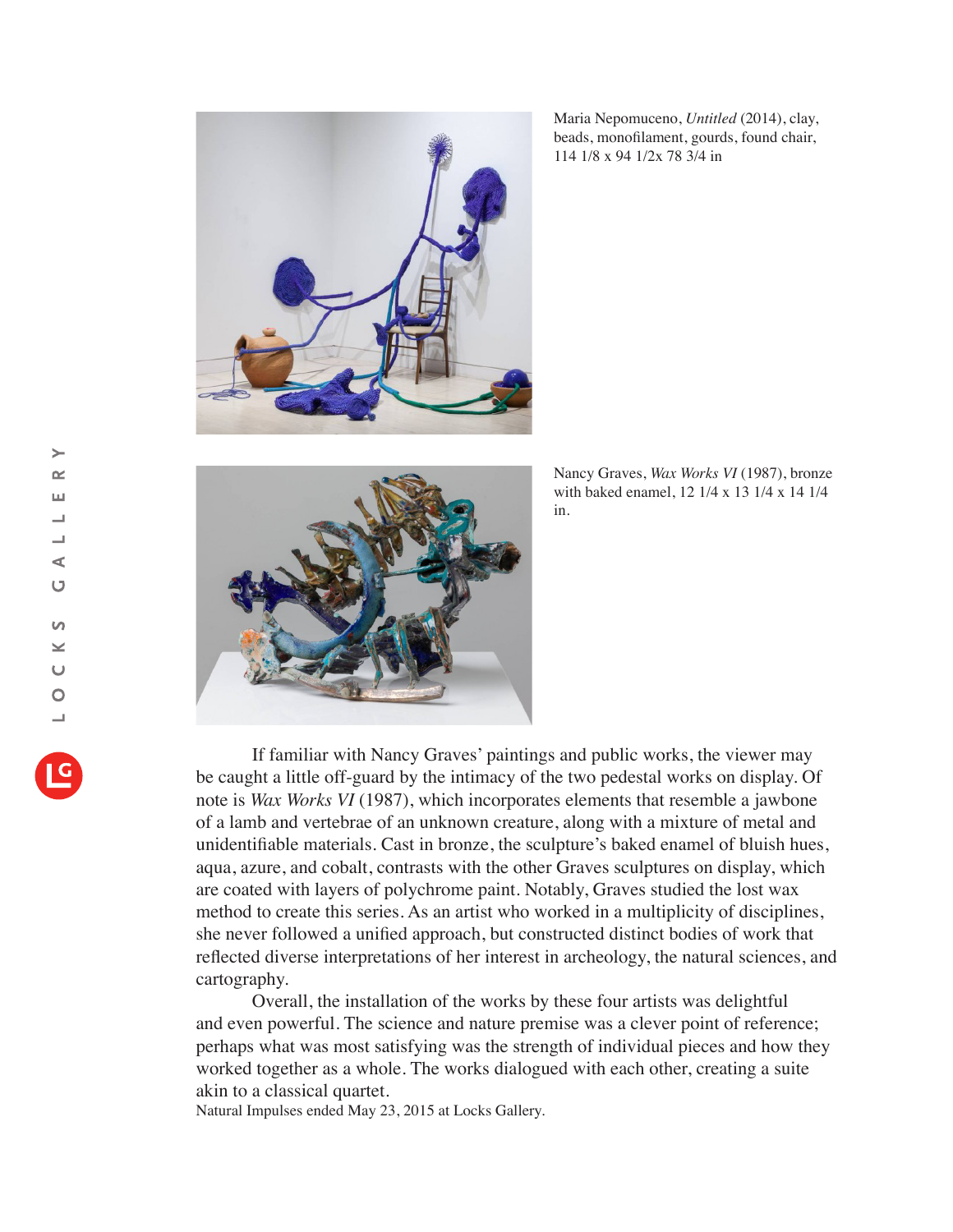Maria Nepomuceno, *Untitled* (2014), clay, beads, monofilament, gourds, found chair, 114 1/8 x 94 1/2x 78 3/4 in

Nancy Graves, *Wax Works VI* (1987), bronze with baked enamel, 12 1/4 x 13 1/4 x 14 1/4 in.

If familiar with Nancy Graves' paintings and public works, the viewer may be caught a little off-guard by the intimacy of the two pedestal works on display. Of note is *Wax Works VI* (1987), which incorporates elements that resemble a jawbone of a lamb and vertebrae of an unknown creature, along with a mixture of metal and unidentifiable materials. Cast in bronze, the sculpture's baked enamel of bluish hues, aqua, azure, and cobalt, contrasts with the other Graves sculptures on display, which are coated with layers of polychrome paint. Notably, Graves studied the lost wax method to create this series. As an artist who worked in a multiplicity of disciplines, she never followed a unified approach, but constructed distinct bodies of work that reflected diverse interpretations of her interest in archeology, the natural sciences, and cartography.

Overall, the installation of the works by these four artists was delightful and even powerful. The science and nature premise was a clever point of reference; perhaps what was most satisfying was the strength of individual pieces and how they worked together as a whole. The works dialogued with each other, creating a suite akin to a classical quartet.

Natural Impulses ended May 23, 2015 at Locks Gallery.